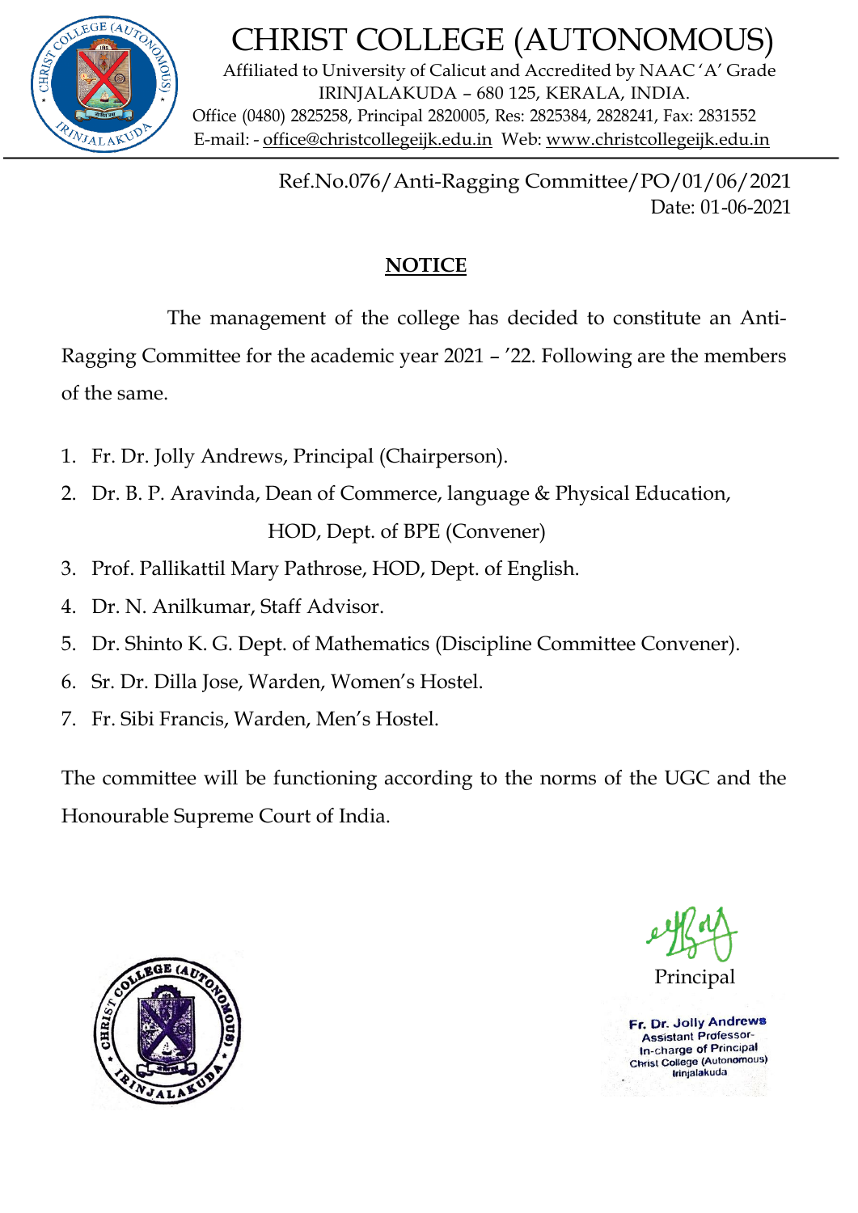# CHRIST COLLEGE (AUTONOMOUS)

Affiliated to University of Calicut and Accredited by NAAC 'A' Grade
IRINJALAKUDA – 680 125, KERALA, INDIA.
Office (0480) 2825258, Principal 2820005, Res: 2825384, 2828241, Fax: 2831552
E-mail: - office@christcollegeijk.edu.in Web: www.christcollegeijk.edu.in

Ref.No.076/Anti-Ragging Committee/PO/01/06/2021
Date: 01-06-2021

## NOTICE

The management of the college has decided to constitute an Anti-Ragging Committee for the academic year 2021 – '22. Following are the members of the same.

1. Fr. Dr. Jolly Andrews, Principal (Chairperson).
2. Dr. B. P. Aravinda, Dean of Commerce, language & Physical Education, HOD, Dept. of BPE (Convener)
3. Prof. Pallikattil Mary Pathrose, HOD, Dept. of English.
4. Dr. N. Anilkumar, Staff Advisor.
5. Dr. Shinto K. G. Dept. of Mathematics (Discipline Committee Convener).
6. Sr. Dr. Dilla Jose, Warden, Women's Hostel.
7. Fr. Sibi Francis, Warden, Men's Hostel.

The committee will be functioning according to the norms of the UGC and the Honourable Supreme Court of India.

Principal

Fr. Dr. Jolly Andrews
Assistant Professor-
In-charge of Principal
Christ College (Autonomous)
Irinjalakuda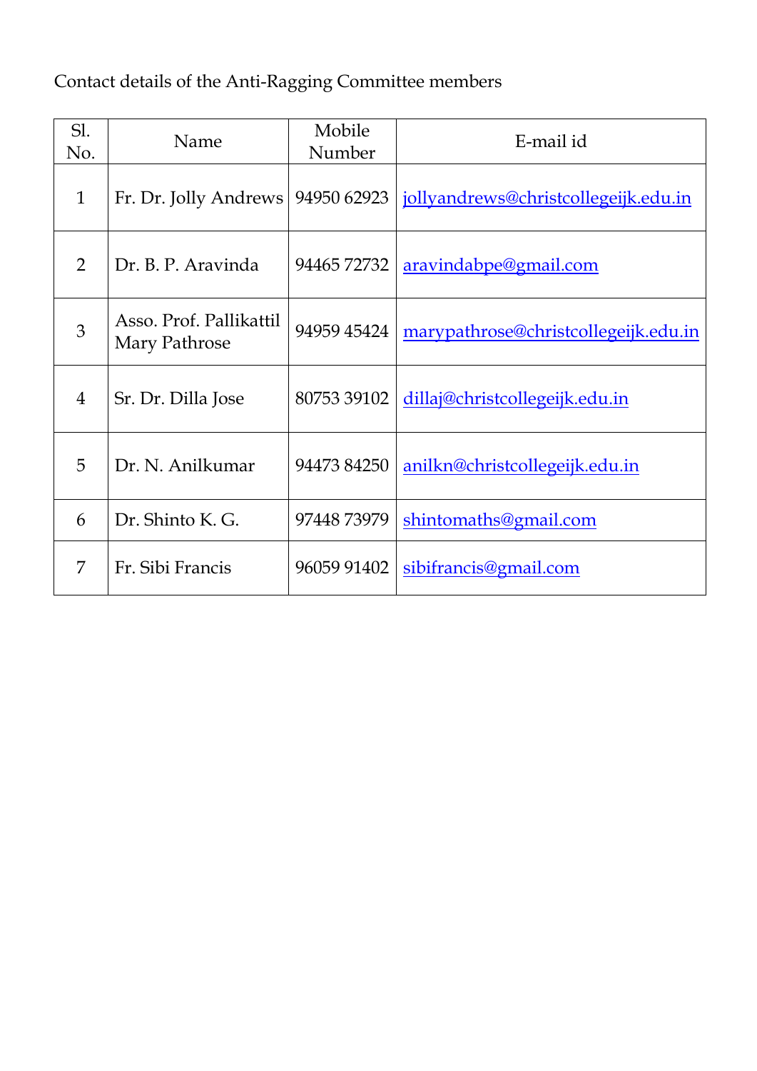Contact details of the Anti-Ragging Committee members

| Sl. No. | Name | Mobile Number | E-mail id |
|---|---|---|---|
| 1 | Fr. Dr. Jolly Andrews | 94950 62923 | jollyandrews@christcollegeijk.edu.in |
| 2 | Dr. B. P. Aravinda | 94465 72732 | aravindabpe@gmail.com |
| 3 | Asso. Prof. Pallikattil Mary Pathrose | 94959 45424 | marypathrose@christcollegeijk.edu.in |
| 4 | Sr. Dr. Dilla Jose | 80753 39102 | dillaj@christcollegeijk.edu.in |
| 5 | Dr. N. Anilkumar | 94473 84250 | anilkn@christcollegeijk.edu.in |
| 6 | Dr. Shinto K. G. | 97448 73979 | shintomaths@gmail.com |
| 7 | Fr. Sibi Francis | 96059 91402 | sibifrancis@gmail.com |